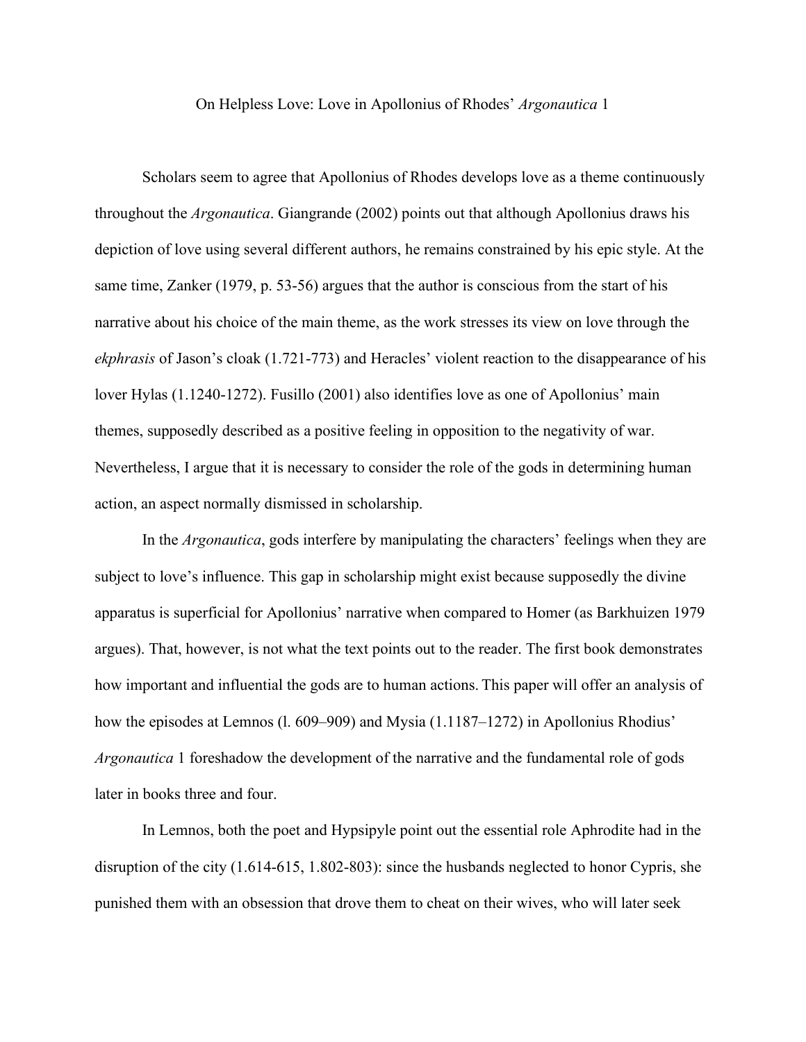# On Helpless Love: Love in Apollonius of Rhodes' *Argonautica* 1

Scholars seem to agree that Apollonius of Rhodes develops love as a theme continuously throughout the *Argonautica*. Giangrande (2002) points out that although Apollonius draws his depiction of love using several different authors, he remains constrained by his epic style. At the same time, Zanker (1979, p. 53-56) argues that the author is conscious from the start of his narrative about his choice of the main theme, as the work stresses its view on love through the *ekphrasis* of Jason's cloak (1.721-773) and Heracles' violent reaction to the disappearance of his lover Hylas (1.1240-1272). Fusillo (2001) also identifies love as one of Apollonius' main themes, supposedly described as a positive feeling in opposition to the negativity of war. Nevertheless, I argue that it is necessary to consider the role of the gods in determining human action, an aspect normally dismissed in scholarship.

In the *Argonautica*, gods interfere by manipulating the characters' feelings when they are subject to love's influence. This gap in scholarship might exist because supposedly the divine apparatus is superficial for Apollonius' narrative when compared to Homer (as Barkhuizen 1979 argues). That, however, is not what the text points out to the reader. The first book demonstrates how important and influential the gods are to human actions. This paper will offer an analysis of how the episodes at Lemnos (l. 609–909) and Mysia (1.1187–1272) in Apollonius Rhodius' *Argonautica* 1 foreshadow the development of the narrative and the fundamental role of gods later in books three and four.

In Lemnos, both the poet and Hypsipyle point out the essential role Aphrodite had in the disruption of the city (1.614-615, 1.802-803): since the husbands neglected to honor Cypris, she punished them with an obsession that drove them to cheat on their wives, who will later seek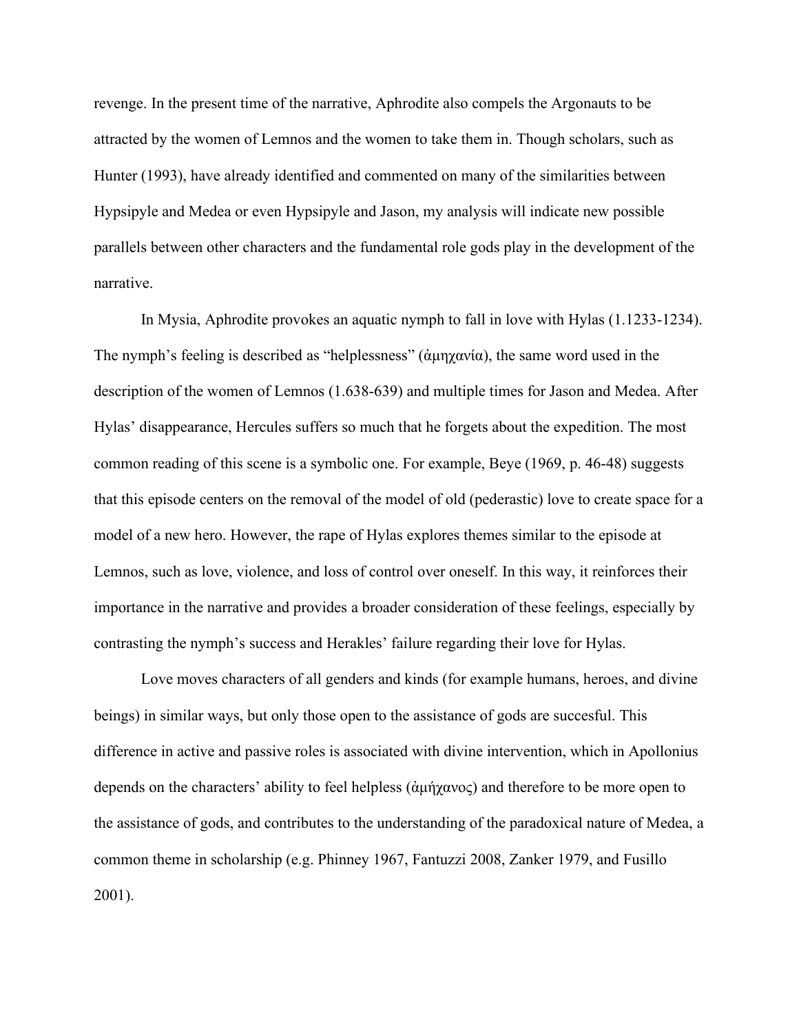revenge. In the present time of the narrative, Aphrodite also compels the Argonauts to be attracted by the women of Lemnos and the women to take them in. Though scholars, such as Hunter (1993), have already identified and commented on many of the similarities between Hypsipyle and Medea or even Hypsipyle and Jason, my analysis will indicate new possible parallels between other characters and the fundamental role gods play in the development of the narrative.

In Mysia, Aphrodite provokes an aquatic nymph to fall in love with Hylas (1.1233-1234). The nymph's feeling is described as "helplessness" (ἀμηχανία), the same word used in the description of the women of Lemnos (1.638-639) and multiple times for Jason and Medea. After Hylas' disappearance, Hercules suffers so much that he forgets about the expedition. The most common reading of this scene is a symbolic one. For example, Beye (1969, p. 46-48) suggests that this episode centers on the removal of the model of old (pederastic) love to create space for a model of a new hero. However, the rape of Hylas explores themes similar to the episode at Lemnos, such as love, violence, and loss of control over oneself. In this way, it reinforces their importance in the narrative and provides a broader consideration of these feelings, especially by contrasting the nymph's success and Herakles' failure regarding their love for Hylas.

Love moves characters of all genders and kinds (for example humans, heroes, and divine beings) in similar ways, but only those open to the assistance of gods are succesful. This difference in active and passive roles is associated with divine intervention, which in Apollonius depends on the characters' ability to feel helpless (ἀμήχανος) and therefore to be more open to the assistance of gods, and contributes to the understanding of the paradoxical nature of Medea, a common theme in scholarship (e.g. Phinney 1967, Fantuzzi 2008, Zanker 1979, and Fusillo 2001).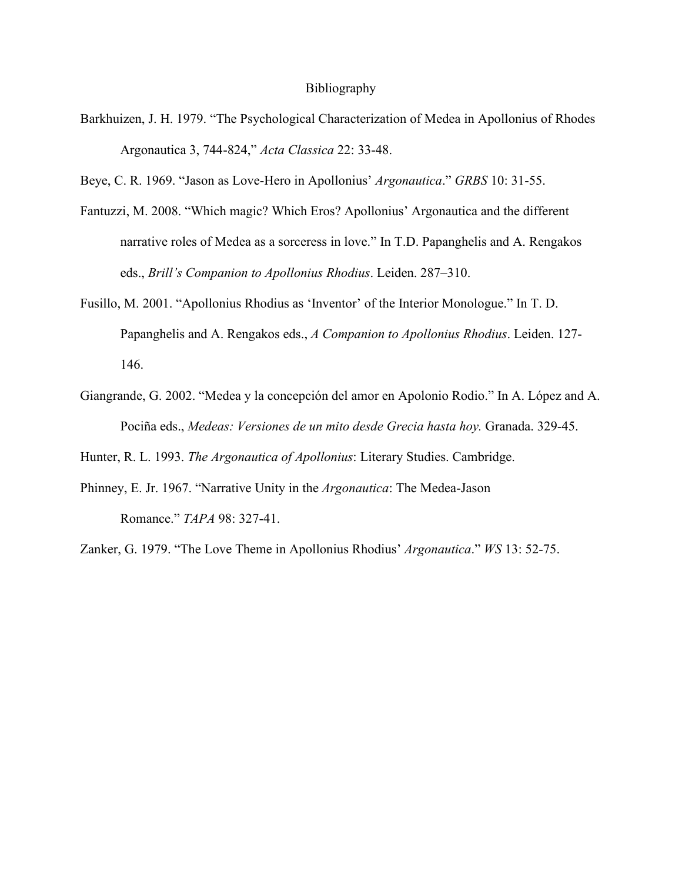# Bibliography

Barkhuizen, J. H. 1979. "The Psychological Characterization of Medea in Apollonius of Rhodes Argonautica 3, 744-824," *Acta Classica* 22: 33-48.

Beye, C. R. 1969. "Jason as Love-Hero in Apollonius' *Argonautica*." *GRBS* 10: 31-55.

Fantuzzi, M. 2008. "Which magic? Which Eros? Apollonius' Argonautica and the different narrative roles of Medea as a sorceress in love." In T.D. Papanghelis and A. Rengakos eds., *Brill's Companion to Apollonius Rhodius*. Leiden. 287–310.

Fusillo, M. 2001. "Apollonius Rhodius as 'Inventor' of the Interior Monologue." In T. D. Papanghelis and A. Rengakos eds., *A Companion to Apollonius Rhodius*. Leiden. 127-146.

Giangrande, G. 2002. "Medea y la concepción del amor en Apolonio Rodio." In A. López and A. Pociña eds., *Medeas: Versiones de un mito desde Grecia hasta hoy.* Granada. 329-45.

Hunter, R. L. 1993. *The Argonautica of Apollonius*: Literary Studies. Cambridge.

Phinney, E. Jr. 1967. "Narrative Unity in the *Argonautica*: The Medea-Jason Romance." *TAPA* 98: 327-41.

Zanker, G. 1979. "The Love Theme in Apollonius Rhodius' *Argonautica*." *WS* 13: 52-75.